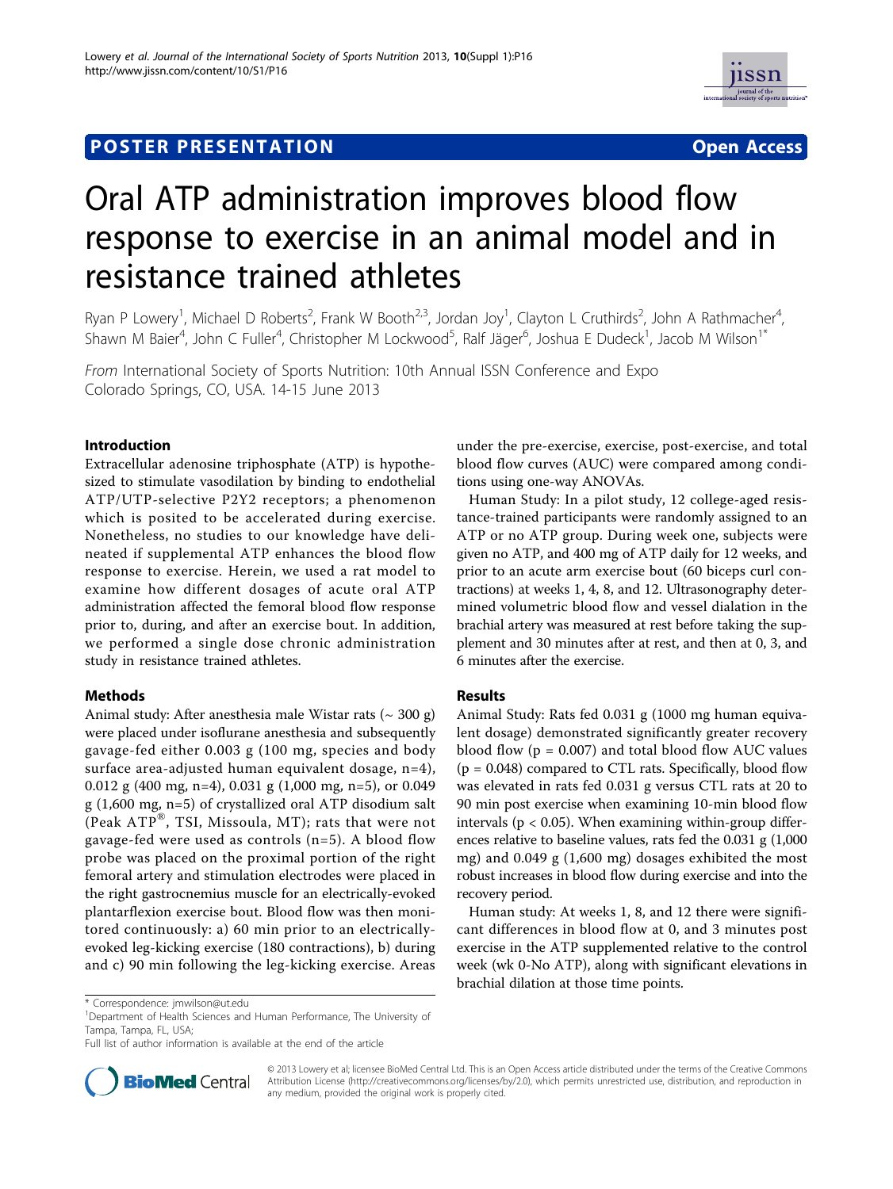POSTER PRESENTATION Open Access

# Oral ATP administration improves blood flow response to exercise in an animal model and in resistance trained athletes

Ryan P Lowery[1], Michael D Roberts[2], Frank W Booth[2,3], Jordan Joy[1], Clayton L Cruthirds[2], John A Rathmacher[4], Shawn M Baier[4], John C Fuller[4], Christopher M Lockwood[5], Ralf Jäger[6], Joshua E Dudeck[1], Jacob M Wilson[1*]

*From* International Society of Sports Nutrition: 10th Annual ISSN Conference and Expo
Colorado Springs, CO, USA. 14-15 June 2013

## Introduction

Extracellular adenosine triphosphate (ATP) is hypothesized to stimulate vasodilation by binding to endothelial ATP/UTP-selective P2Y2 receptors; a phenomenon which is posited to be accelerated during exercise. Nonetheless, no studies to our knowledge have delineated if supplemental ATP enhances the blood flow response to exercise. Herein, we used a rat model to examine how different dosages of acute oral ATP administration affected the femoral blood flow response prior to, during, and after an exercise bout. In addition, we performed a single dose chronic administration study in resistance trained athletes.

## Methods

Animal study: After anesthesia male Wistar rats (~ 300 g) were placed under isoflurane anesthesia and subsequently gavage-fed either 0.003 g (100 mg, species and body surface area-adjusted human equivalent dosage, n=4), 0.012 g (400 mg, n=4), 0.031 g (1,000 mg, n=5), or 0.049 g (1,600 mg, n=5) of crystallized oral ATP disodium salt (Peak ATP®, TSI, Missoula, MT); rats that were not gavage-fed were used as controls (n=5). A blood flow probe was placed on the proximal portion of the right femoral artery and stimulation electrodes were placed in the right gastrocnemius muscle for an electrically-evoked plantarflexion exercise bout. Blood flow was then monitored continuously: a) 60 min prior to an electrically-evoked leg-kicking exercise (180 contractions), b) during and c) 90 min following the leg-kicking exercise. Areas under the pre-exercise, exercise, post-exercise, and total blood flow curves (AUC) were compared among conditions using one-way ANOVAs.

Human Study: In a pilot study, 12 college-aged resistance-trained participants were randomly assigned to an ATP or no ATP group. During week one, subjects were given no ATP, and 400 mg of ATP daily for 12 weeks, and prior to an acute arm exercise bout (60 biceps curl contractions) at weeks 1, 4, 8, and 12. Ultrasonography determined volumetric blood flow and vessel dialation in the brachial artery was measured at rest before taking the supplement and 30 minutes after at rest, and then at 0, 3, and 6 minutes after the exercise.

## Results

Animal Study: Rats fed 0.031 g (1000 mg human equivalent dosage) demonstrated significantly greater recovery blood flow ($p = 0.007$) and total blood flow AUC values ($p = 0.048$) compared to CTL rats. Specifically, blood flow was elevated in rats fed 0.031 g versus CTL rats at 20 to 90 min post exercise when examining 10-min blood flow intervals ($p < 0.05$). When examining within-group differences relative to baseline values, rats fed the 0.031 g (1,000 mg) and 0.049 g (1,600 mg) dosages exhibited the most robust increases in blood flow during exercise and into the recovery period.

Human study: At weeks 1, 8, and 12 there were significant differences in blood flow at 0, and 3 minutes post exercise in the ATP supplemented relative to the control week (wk 0-No ATP), along with significant elevations in brachial dilation at those time points.

\* Correspondence: jmwilson@ut.edu
[1]Department of Health Sciences and Human Performance, The University of Tampa, Tampa, FL, USA;
Full list of author information is available at the end of the article

© 2013 Lowery et al; licensee BioMed Central Ltd. This is an Open Access article distributed under the terms of the Creative Commons Attribution License (http://creativecommons.org/licenses/by/2.0), which permits unrestricted use, distribution, and reproduction in any medium, provided the original work is properly cited.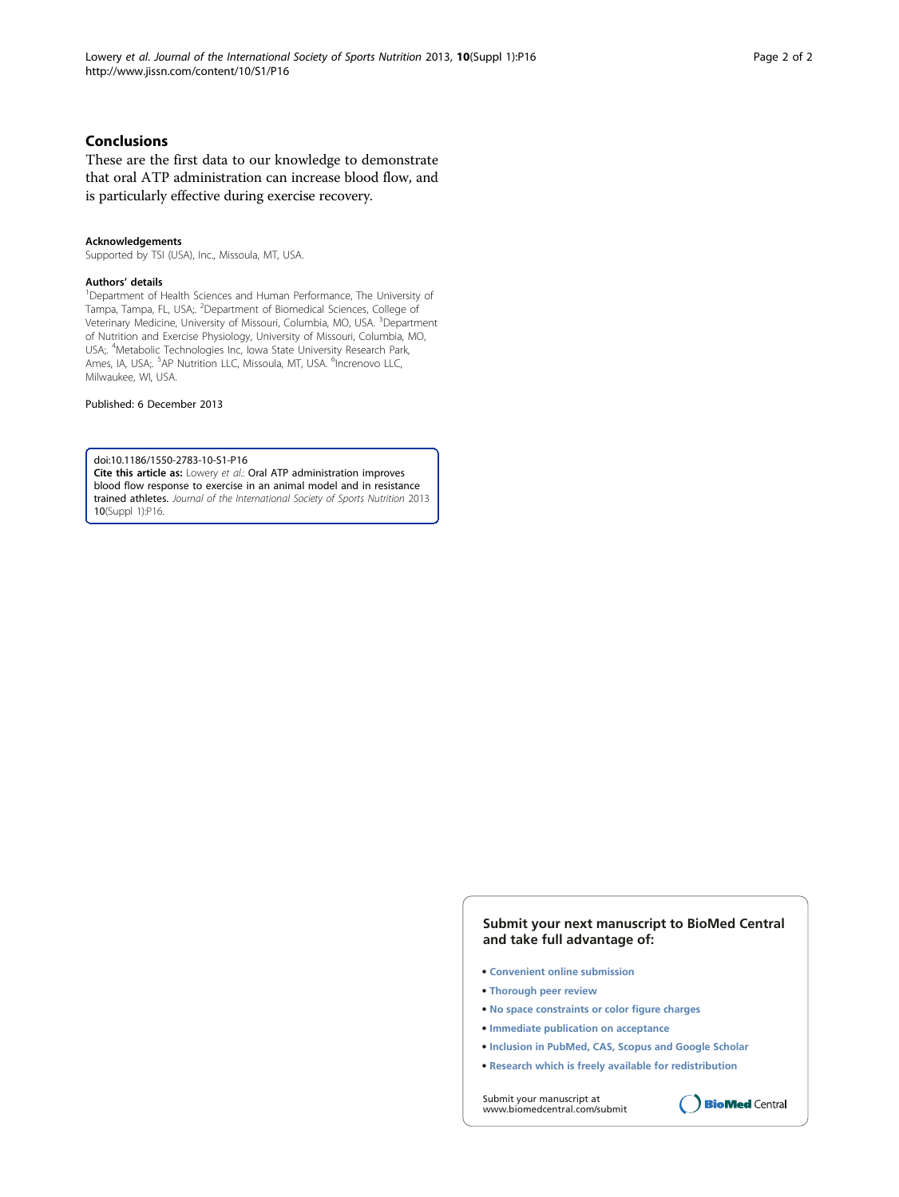## Conclusions

These are the first data to our knowledge to demonstrate that oral ATP administration can increase blood flow, and is particularly effective during exercise recovery.

#### Acknowledgements

Supported by TSI (USA), Inc., Missoula, MT, USA.

#### Authors' details

[1]Department of Health Sciences and Human Performance, The University of Tampa, Tampa, FL, USA;. [2]Department of Biomedical Sciences, College of Veterinary Medicine, University of Missouri, Columbia, MO, USA. [3]Department of Nutrition and Exercise Physiology, University of Missouri, Columbia, MO, USA;. [4]Metabolic Technologies Inc, Iowa State University Research Park, Ames, IA, USA;. [5]AP Nutrition LLC, Missoula, MT, USA. [6]Increnovo LLC, Milwaukee, WI, USA.

Published: 6 December 2013

doi:10.1186/1550-2783-10-S1-P16

**Cite this article as:** Lowery *et al.*: Oral ATP administration improves blood flow response to exercise in an animal model and in resistance trained athletes. *Journal of the International Society of Sports Nutrition* 2013 **10**(Suppl 1):P16.

**Submit your next manuscript to BioMed Central and take full advantage of:**

- Convenient online submission
- Thorough peer review
- No space constraints or color figure charges
- Immediate publication on acceptance
- Inclusion in PubMed, CAS, Scopus and Google Scholar
- Research which is freely available for redistribution

Submit your manuscript at www.biomedcentral.com/submit

BioMed Central